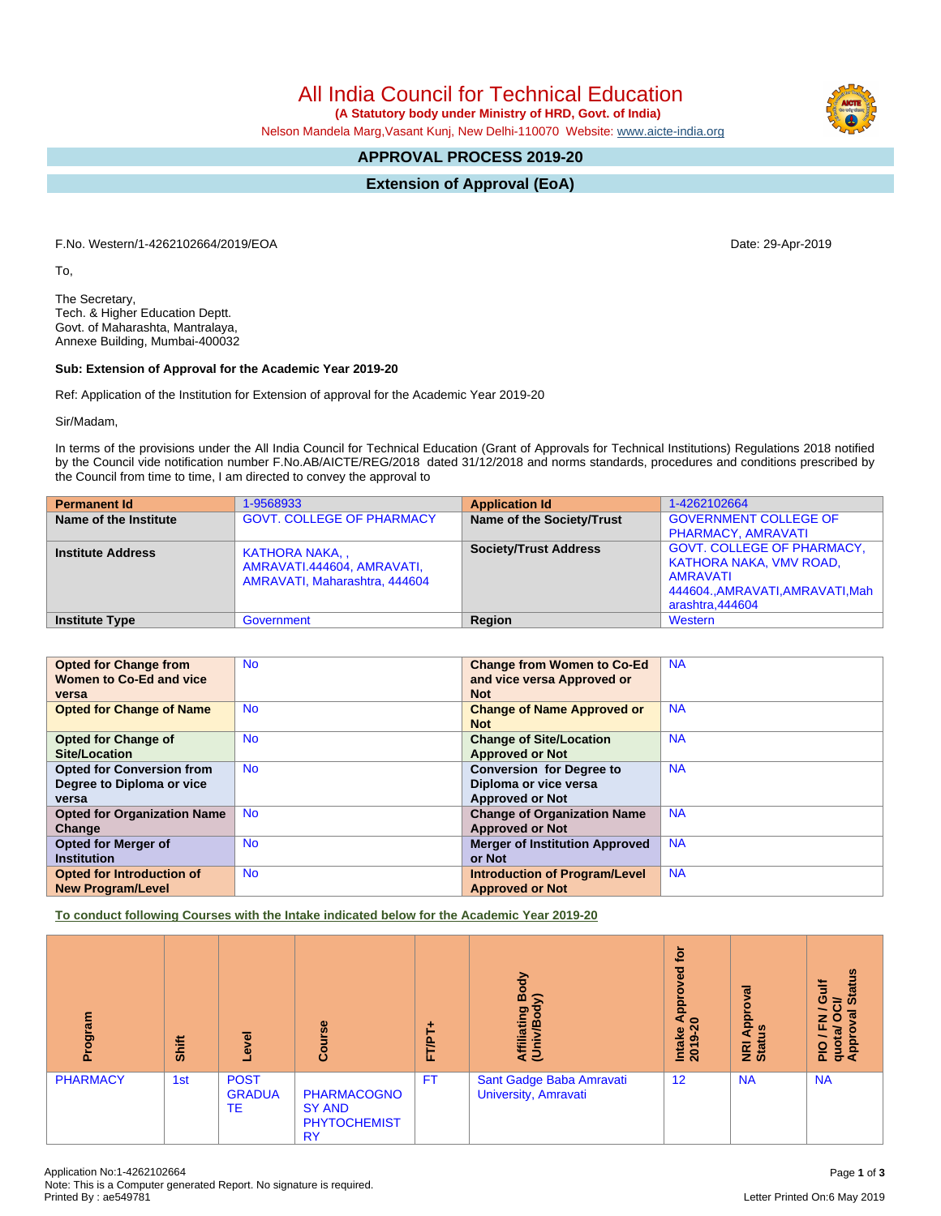# All India Council for Technical Education

**(A Statutory body under Ministry of HRD, Govt. of India)**

Nelson Mandela Marg,Vasant Kunj, New Delhi-110070 Website: www.aicte-india.org

## APPROVAL PROCESS 2019-20

## Extension of Approval (EoA)

F.No. Western/1-4262102664/2019/EOA

Date: 29-Apr-2019

To,

The Secretary,
Tech. & Higher Education Deptt.
Govt. of Maharashta, Mantralaya,
Annexe Building, Mumbai-400032

**Sub: Extension of Approval for the Academic Year 2019-20**

Ref: Application of the Institution for Extension of approval for the Academic Year 2019-20

Sir/Madam,

In terms of the provisions under the All India Council for Technical Education (Grant of Approvals for Technical Institutions) Regulations 2018 notified by the Council vide notification number F.No.AB/AICTE/REG/2018 dated 31/12/2018 and norms standards, procedures and conditions prescribed by the Council from time to time, I am directed to convey the approval to

| **Permanent Id** | 1-9568933 | **Application Id** | 1-4262102664 |
|---|---|---|---|
| **Name of the Institute** | GOVT. COLLEGE OF PHARMACY | **Name of the Society/Trust** | GOVERNMENT COLLEGE OF PHARMACY, AMRAVATI |
| **Institute Address** | KATHORA NAKA, , AMRAVATI.444604, AMRAVATI, AMRAVATI, Maharashtra, 444604 | **Society/Trust Address** | GOVT. COLLEGE OF PHARMACY, KATHORA NAKA, VMV ROAD, AMRAVATI 444604.,AMRAVATI,AMRAVATI,Maharashtra,444604 |
| **Institute Type** | Government | **Region** | Western |

| **Opted for Change from Women to Co-Ed and vice versa** | No | **Change from Women to Co-Ed and vice versa Approved or Not** | NA |
|---|---|---|---|
| **Opted for Change of Name** | No | **Change of Name Approved or Not** | NA |
| **Opted for Change of Site/Location** | No | **Change of Site/Location Approved or Not** | NA |
| **Opted for Conversion from Degree to Diploma or vice versa** | No | **Conversion for Degree to Diploma or vice versa Approved or Not** | NA |
| **Opted for Organization Name Change** | No | **Change of Organization Name Approved or Not** | NA |
| **Opted for Merger of Institution** | No | **Merger of Institution Approved or Not** | NA |
| **Opted for Introduction of New Program/Level** | No | **Introduction of Program/Level Approved or Not** | NA |

**To conduct following Courses with the Intake indicated below for the Academic Year 2019-20**

| Program | Shift | Level | Course | FT/PT+ | Affiliating Body (Univ/Body) | Intake Approved for 2019-20 | NRI Approval Status | PIO / FN / Gulf quota/ OCI/ Approval Status |
|---|---|---|---|---|---|---|---|---|
| PHARMACY | 1st | POST GRADUATE | PHARMACOGNOSY AND PHYTOCHEMISTRY | FT | Sant Gadge Baba Amravati University, Amravati | 12 | NA | NA |

Application No:1-4262102664
Note: This is a Computer generated Report. No signature is required.
Printed By : ae549781

Letter Printed On:6 May 2019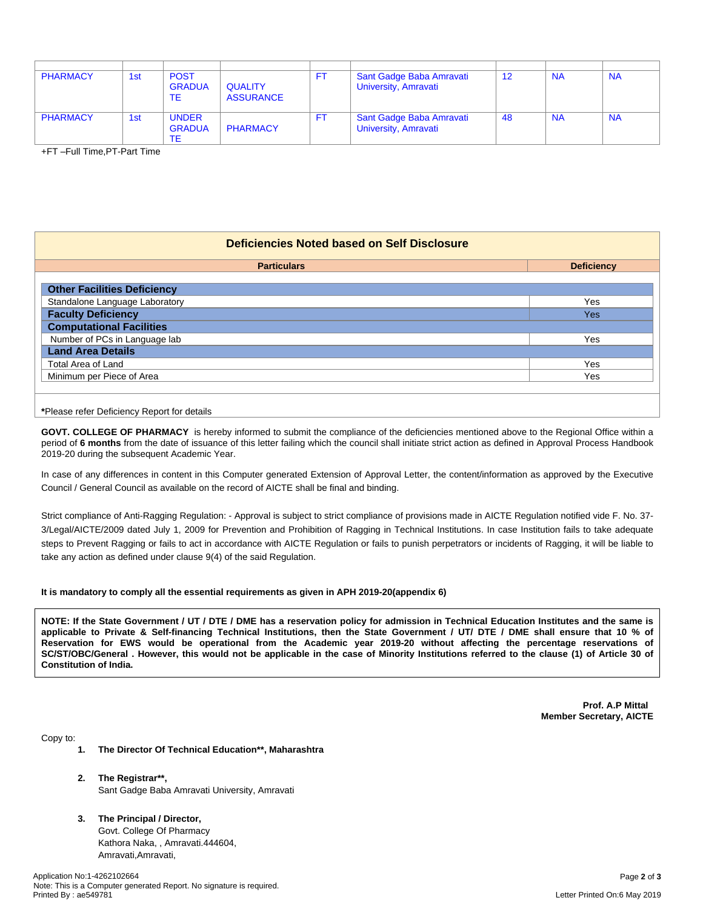| | | | | | | | | |
|---|---|---|---|---|---|---|---|---|
| PHARMACY | 1st | POST GRADUATE | QUALITY ASSURANCE | FT | Sant Gadge Baba Amravati University, Amravati | 12 | NA | NA |
| PHARMACY | 1st | UNDER GRADUATE | PHARMACY | FT | Sant Gadge Baba Amravati University, Amravati | 48 | NA | NA |

+FT –Full Time,PT-Part Time

## Deficiencies Noted based on Self Disclosure

| Particulars | Deficiency |
|---|---|
| **Other Facilities Deficiency** | |
| Standalone Language Laboratory | Yes |
| **Faculty Deficiency** | Yes |
| **Computational Facilities** | |
| Number of PCs in Language lab | Yes |
| **Land Area Details** | |
| Total Area of Land | Yes |
| Minimum per Piece of Area | Yes |

***Please refer Deficiency Report for details**

**GOVT. COLLEGE OF PHARMACY** is hereby informed to submit the compliance of the deficiencies mentioned above to the Regional Office within a period of **6 months** from the date of issuance of this letter failing which the council shall initiate strict action as defined in Approval Process Handbook 2019-20 during the subsequent Academic Year.

In case of any differences in content in this Computer generated Extension of Approval Letter, the content/information as approved by the Executive Council / General Council as available on the record of AICTE shall be final and binding.

Strict compliance of Anti-Ragging Regulation: - Approval is subject to strict compliance of provisions made in AICTE Regulation notified vide F. No. 37-3/Legal/AICTE/2009 dated July 1, 2009 for Prevention and Prohibition of Ragging in Technical Institutions. In case Institution fails to take adequate steps to Prevent Ragging or fails to act in accordance with AICTE Regulation or fails to punish perpetrators or incidents of Ragging, it will be liable to take any action as defined under clause 9(4) of the said Regulation.

**It is mandatory to comply all the essential requirements as given in APH 2019-20(appendix 6)**

**NOTE: If the State Government / UT / DTE / DME has a reservation policy for admission in Technical Education Institutes and the same is applicable to Private & Self-financing Technical Institutions, then the State Government / UT/ DTE / DME shall ensure that 10 % of Reservation for EWS would be operational from the Academic year 2019-20 without affecting the percentage reservations of SC/ST/OBC/General . However, this would not be applicable in the case of Minority Institutions referred to the clause (1) of Article 30 of Constitution of India.**

**Prof. A.P Mittal**
**Member Secretary, AICTE**

Copy to:

1. **The Director Of Technical Education\*\*, Maharashtra**

2. **The Registrar\*\*,**
   Sant Gadge Baba Amravati University, Amravati

3. **The Principal / Director,**
   Govt. College Of Pharmacy
   Kathora Naka, , Amravati.444604,
   Amravati,Amravati,

Application No:1-4262102664
Note: This is a Computer generated Report. No signature is required.
Printed By : ae549781

Letter Printed On:6 May 2019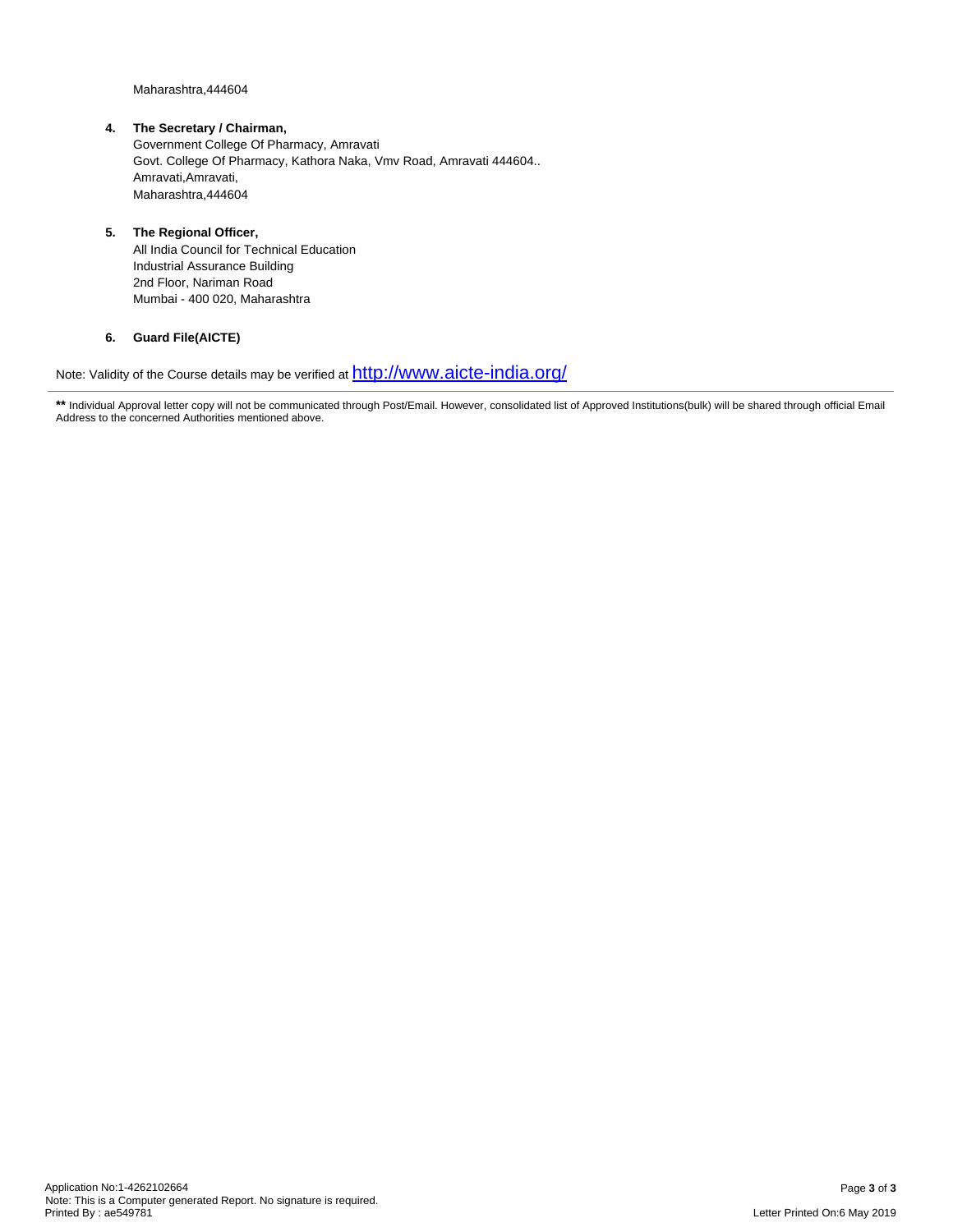Maharashtra,444604

4. **The Secretary / Chairman,**
   Government College Of Pharmacy, Amravati
   Govt. College Of Pharmacy, Kathora Naka, Vmv Road, Amravati 444604..
   Amravati,Amravati,
   Maharashtra,444604

5. **The Regional Officer,**
   All India Council for Technical Education
   Industrial Assurance Building
   2nd Floor, Nariman Road
   Mumbai - 400 020, Maharashtra

6. **Guard File(AICTE)**

Note: Validity of the Course details may be verified at http://www.aicte-india.org/

---

**\*\*** Individual Approval letter copy will not be communicated through Post/Email. However, consolidated list of Approved Institutions(bulk) will be shared through official Email Address to the concerned Authorities mentioned above.

Application No:1-4262102664
Note: This is a Computer generated Report. No signature is required.
Printed By : ae549781

Letter Printed On:6 May 2019